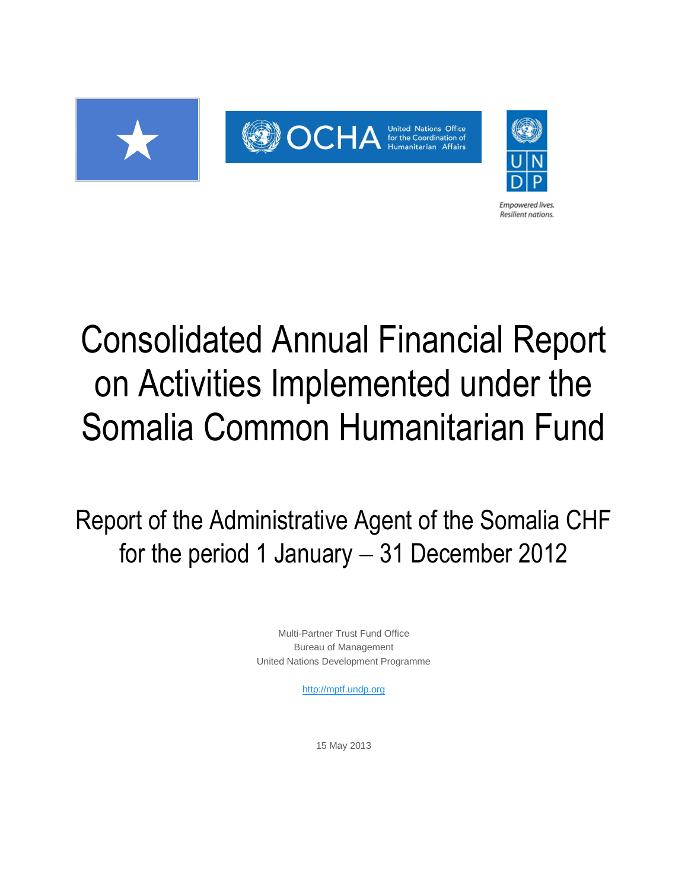# Consolidated Annual Financial Report on Activities Implemented under the Somalia Common Humanitarian Fund

## Report of the Administrative Agent of the Somalia CHF for the period 1 January – 31 December 2012

Multi-Partner Trust Fund Office
Bureau of Management
United Nations Development Programme

http://mptf.undp.org

15 May 2013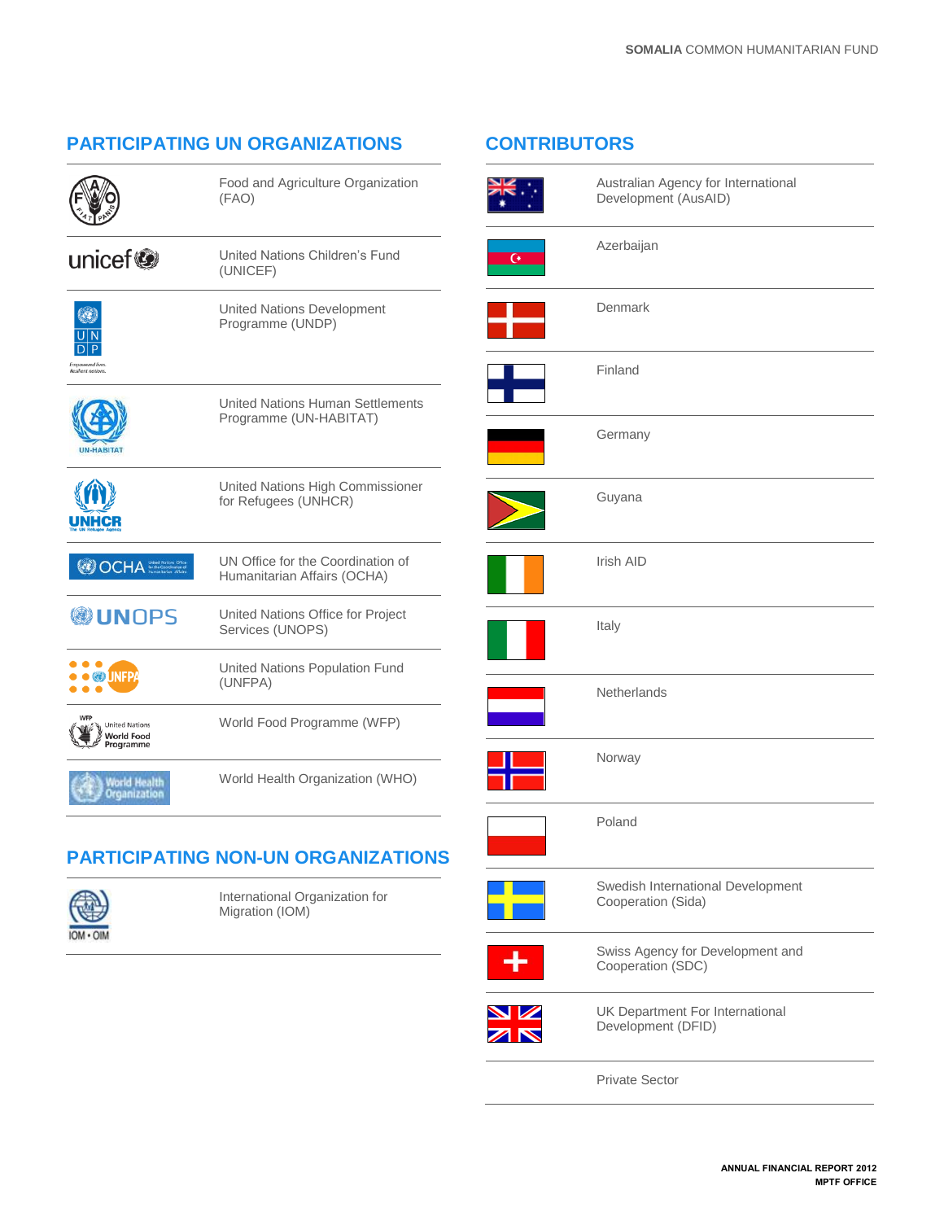## PARTICIPATING UN ORGANIZATIONS

- Food and Agriculture Organization (FAO)
- United Nations Children's Fund (UNICEF)
- United Nations Development Programme (UNDP)
- United Nations Human Settlements Programme (UN-HABITAT)
- United Nations High Commissioner for Refugees (UNHCR)
- UN Office for the Coordination of Humanitarian Affairs (OCHA)
- United Nations Office for Project Services (UNOPS)
- United Nations Population Fund (UNFPA)
- World Food Programme (WFP)
- World Health Organization (WHO)

## PARTICIPATING NON-UN ORGANIZATIONS

- International Organization for Migration (IOM)

## CONTRIBUTORS

- Australian Agency for International Development (AusAID)
- Azerbaijan
- Denmark
- Finland
- Germany
- Guyana
- Irish AID
- Italy
- Netherlands
- Norway
- Poland
- Swedish International Development Cooperation (Sida)
- Swiss Agency for Development and Cooperation (SDC)
- UK Department For International Development (DFID)
- Private Sector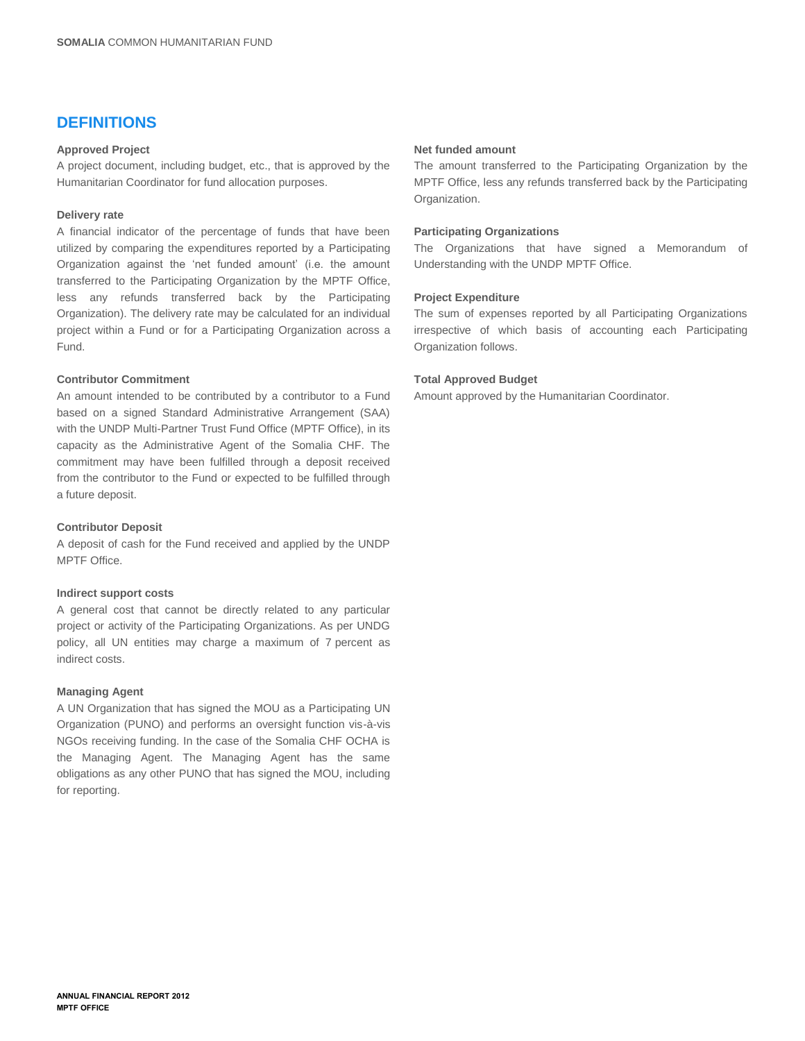# DEFINITIONS

**Approved Project**

A project document, including budget, etc., that is approved by the Humanitarian Coordinator for fund allocation purposes.

**Delivery rate**

A financial indicator of the percentage of funds that have been utilized by comparing the expenditures reported by a Participating Organization against the 'net funded amount' (i.e. the amount transferred to the Participating Organization by the MPTF Office, less any refunds transferred back by the Participating Organization). The delivery rate may be calculated for an individual project within a Fund or for a Participating Organization across a Fund.

**Contributor Commitment**

An amount intended to be contributed by a contributor to a Fund based on a signed Standard Administrative Arrangement (SAA) with the UNDP Multi-Partner Trust Fund Office (MPTF Office), in its capacity as the Administrative Agent of the Somalia CHF. The commitment may have been fulfilled through a deposit received from the contributor to the Fund or expected to be fulfilled through a future deposit.

**Contributor Deposit**

A deposit of cash for the Fund received and applied by the UNDP MPTF Office.

**Indirect support costs**

A general cost that cannot be directly related to any particular project or activity of the Participating Organizations. As per UNDG policy, all UN entities may charge a maximum of 7 percent as indirect costs.

**Managing Agent**

A UN Organization that has signed the MOU as a Participating UN Organization (PUNO) and performs an oversight function vis-à-vis NGOs receiving funding. In the case of the Somalia CHF OCHA is the Managing Agent. The Managing Agent has the same obligations as any other PUNO that has signed the MOU, including for reporting.

**Net funded amount**

The amount transferred to the Participating Organization by the MPTF Office, less any refunds transferred back by the Participating Organization.

**Participating Organizations**

The Organizations that have signed a Memorandum of Understanding with the UNDP MPTF Office.

**Project Expenditure**

The sum of expenses reported by all Participating Organizations irrespective of which basis of accounting each Participating Organization follows.

**Total Approved Budget**

Amount approved by the Humanitarian Coordinator.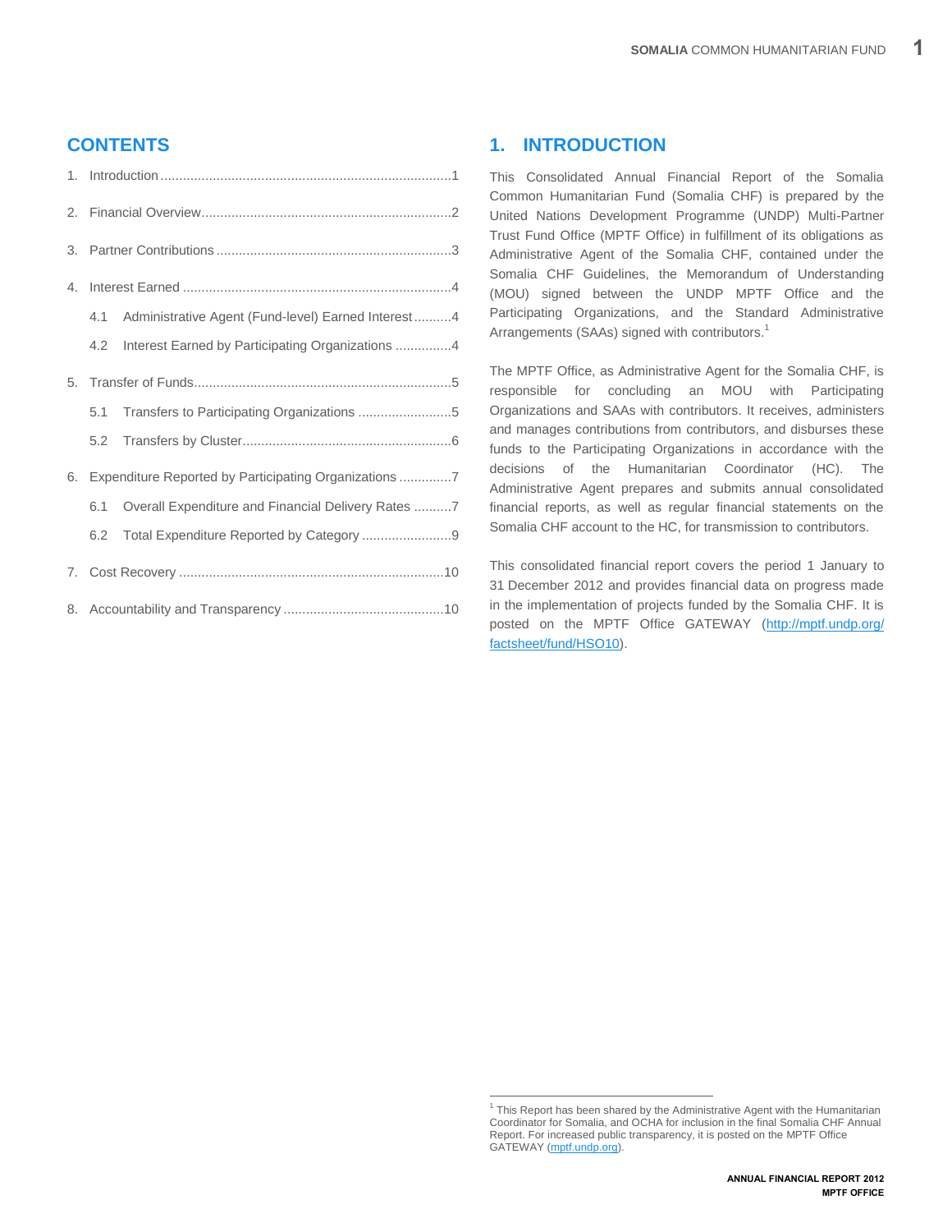## CONTENTS

1. Introduction .............................................................................1
2. Financial Overview...................................................................2
3. Partner Contributions ...............................................................3
4. Interest Earned ........................................................................4
   - 4.1 Administrative Agent (Fund-level) Earned Interest..........4
   - 4.2 Interest Earned by Participating Organizations ...............4
5. Transfer of Funds.....................................................................5
   - 5.1 Transfers to Participating Organizations .........................5
   - 5.2 Transfers by Cluster........................................................6
6. Expenditure Reported by Participating Organizations ..............7
   - 6.1 Overall Expenditure and Financial Delivery Rates ..........7
   - 6.2 Total Expenditure Reported by Category ........................9
7. Cost Recovery .......................................................................10
8. Accountability and Transparency ...........................................10

## 1. INTRODUCTION

This Consolidated Annual Financial Report of the Somalia Common Humanitarian Fund (Somalia CHF) is prepared by the United Nations Development Programme (UNDP) Multi-Partner Trust Fund Office (MPTF Office) in fulfillment of its obligations as Administrative Agent of the Somalia CHF, contained under the Somalia CHF Guidelines, the Memorandum of Understanding (MOU) signed between the UNDP MPTF Office and the Participating Organizations, and the Standard Administrative Arrangements (SAAs) signed with contributors.[1]

The MPTF Office, as Administrative Agent for the Somalia CHF, is responsible for concluding an MOU with Participating Organizations and SAAs with contributors. It receives, administers and manages contributions from contributors, and disburses these funds to the Participating Organizations in accordance with the decisions of the Humanitarian Coordinator (HC). The Administrative Agent prepares and submits annual consolidated financial reports, as well as regular financial statements on the Somalia CHF account to the HC, for transmission to contributors.

This consolidated financial report covers the period 1 January to 31 December 2012 and provides financial data on progress made in the implementation of projects funded by the Somalia CHF. It is posted on the MPTF Office GATEWAY (http://mptf.undp.org/factsheet/fund/HSO10).

[1] This Report has been shared by the Administrative Agent with the Humanitarian Coordinator for Somalia, and OCHA for inclusion in the final Somalia CHF Annual Report. For increased public transparency, it is posted on the MPTF Office GATEWAY (mptf.undp.org).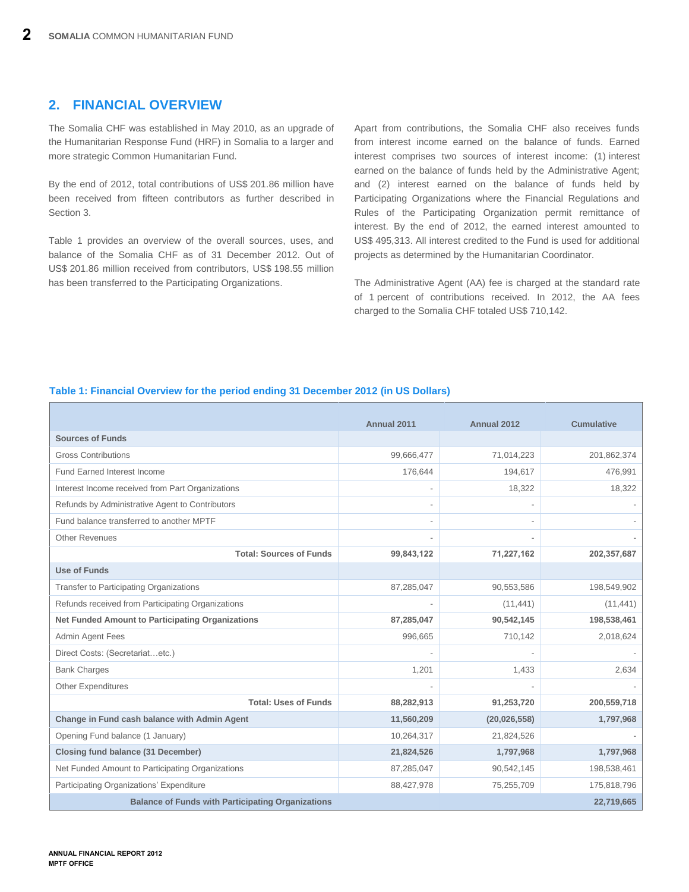## 2. FINANCIAL OVERVIEW

The Somalia CHF was established in May 2010, as an upgrade of the Humanitarian Response Fund (HRF) in Somalia to a larger and more strategic Common Humanitarian Fund.

By the end of 2012, total contributions of US$ 201.86 million have been received from fifteen contributors as further described in Section 3.

Table 1 provides an overview of the overall sources, uses, and balance of the Somalia CHF as of 31 December 2012. Out of US$ 201.86 million received from contributors, US$ 198.55 million has been transferred to the Participating Organizations.

Apart from contributions, the Somalia CHF also receives funds from interest income earned on the balance of funds. Earned interest comprises two sources of interest income: (1) interest earned on the balance of funds held by the Administrative Agent; and (2) interest earned on the balance of funds held by Participating Organizations where the Financial Regulations and Rules of the Participating Organization permit remittance of interest. By the end of 2012, the earned interest amounted to US$ 495,313. All interest credited to the Fund is used for additional projects as determined by the Humanitarian Coordinator.

The Administrative Agent (AA) fee is charged at the standard rate of 1 percent of contributions received. In 2012, the AA fees charged to the Somalia CHF totaled US$ 710,142.

**Table 1: Financial Overview for the period ending 31 December 2012 (in US Dollars)**

| | Annual 2011 | Annual 2012 | Cumulative |
|---|---|---|---|
| **Sources of Funds** | | | |
| Gross Contributions | 99,666,477 | 71,014,223 | 201,862,374 |
| Fund Earned Interest Income | 176,644 | 194,617 | 476,991 |
| Interest Income received from Part Organizations | - | 18,322 | 18,322 |
| Refunds by Administrative Agent to Contributors | - | - | - |
| Fund balance transferred to another MPTF | - | - | - |
| Other Revenues | - | - | - |
| **Total: Sources of Funds** | **99,843,122** | **71,227,162** | **202,357,687** |
| **Use of Funds** | | | |
| Transfer to Participating Organizations | 87,285,047 | 90,553,586 | 198,549,902 |
| Refunds received from Participating Organizations | - | (11,441) | (11,441) |
| **Net Funded Amount to Participating Organizations** | **87,285,047** | **90,542,145** | **198,538,461** |
| Admin Agent Fees | 996,665 | 710,142 | 2,018,624 |
| Direct Costs: (Secretariat…etc.) | - | - | - |
| Bank Charges | 1,201 | 1,433 | 2,634 |
| Other Expenditures | - | - | - |
| **Total: Uses of Funds** | **88,282,913** | **91,253,720** | **200,559,718** |
| **Change in Fund cash balance with Admin Agent** | **11,560,209** | **(20,026,558)** | **1,797,968** |
| Opening Fund balance (1 January) | 10,264,317 | 21,824,526 | - |
| **Closing fund balance (31 December)** | **21,824,526** | **1,797,968** | **1,797,968** |
| Net Funded Amount to Participating Organizations | 87,285,047 | 90,542,145 | 198,538,461 |
| Participating Organizations' Expenditure | 88,427,978 | 75,255,709 | 175,818,796 |
| **Balance of Funds with Participating Organizations** | | | **22,719,665** |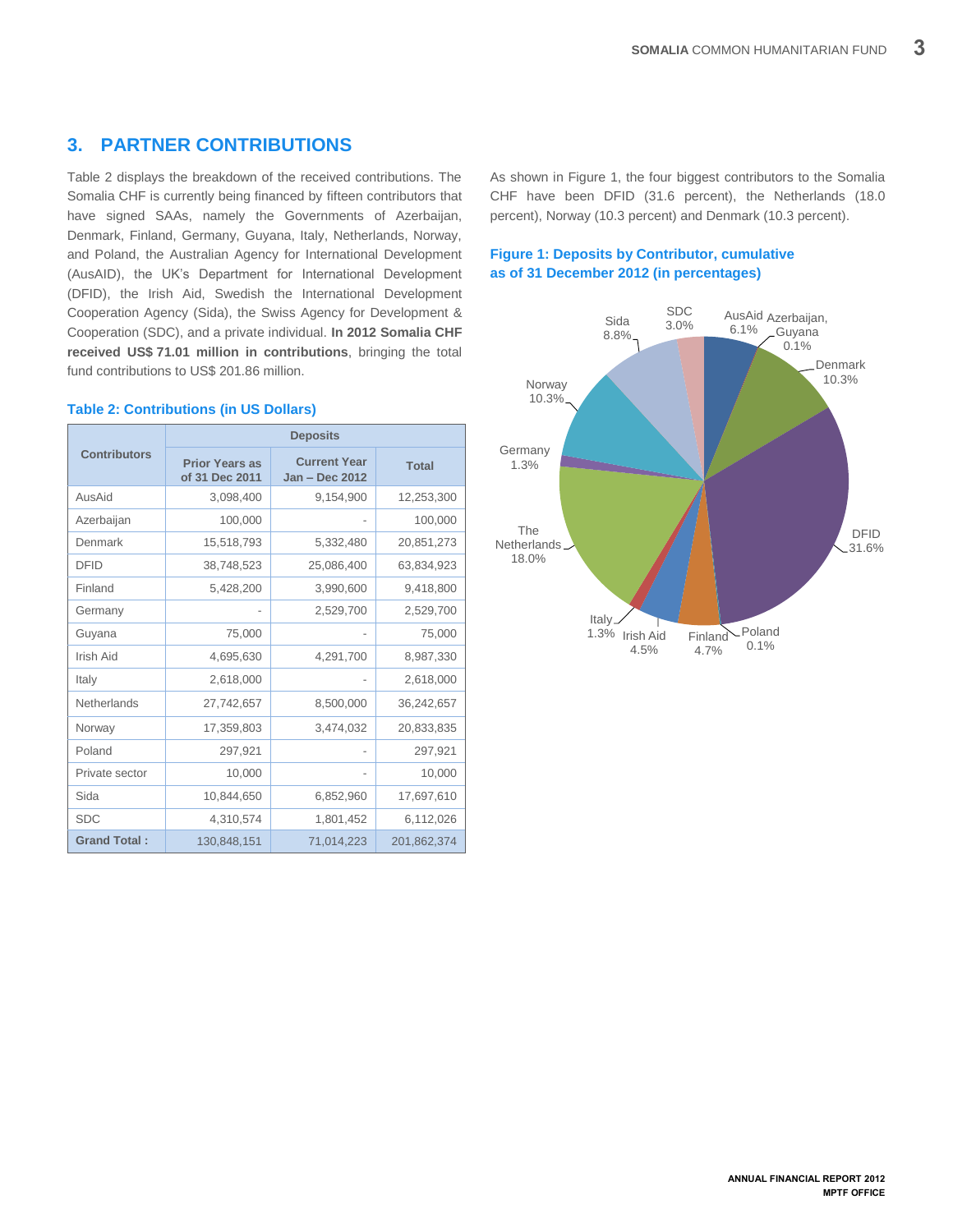## 3. PARTNER CONTRIBUTIONS

Table 2 displays the breakdown of the received contributions. The Somalia CHF is currently being financed by fifteen contributors that have signed SAAs, namely the Governments of Azerbaijan, Denmark, Finland, Germany, Guyana, Italy, Netherlands, Norway, and Poland, the Australian Agency for International Development (AusAID), the UK's Department for International Development (DFID), the Irish Aid, Swedish the International Development Cooperation Agency (Sida), the Swiss Agency for Development & Cooperation (SDC), and a private individual. **In 2012 Somalia CHF received US$ 71.01 million in contributions**, bringing the total fund contributions to US$ 201.86 million.

**Table 2: Contributions (in US Dollars)**

| Contributors | Deposits | | |
|---|---|---|---|
| | Prior Years as of 31 Dec 2011 | Current Year Jan – Dec 2012 | Total |
| AusAid | 3,098,400 | 9,154,900 | 12,253,300 |
| Azerbaijan | 100,000 | - | 100,000 |
| Denmark | 15,518,793 | 5,332,480 | 20,851,273 |
| DFID | 38,748,523 | 25,086,400 | 63,834,923 |
| Finland | 5,428,200 | 3,990,600 | 9,418,800 |
| Germany | - | 2,529,700 | 2,529,700 |
| Guyana | 75,000 | - | 75,000 |
| Irish Aid | 4,695,630 | 4,291,700 | 8,987,330 |
| Italy | 2,618,000 | - | 2,618,000 |
| Netherlands | 27,742,657 | 8,500,000 | 36,242,657 |
| Norway | 17,359,803 | 3,474,032 | 20,833,835 |
| Poland | 297,921 | - | 297,921 |
| Private sector | 10,000 | - | 10,000 |
| Sida | 10,844,650 | 6,852,960 | 17,697,610 |
| SDC | 4,310,574 | 1,801,452 | 6,112,026 |
| **Grand Total :** | 130,848,151 | 71,014,223 | 201,862,374 |

As shown in Figure 1, the four biggest contributors to the Somalia CHF have been DFID (31.6 percent), the Netherlands (18.0 percent), Norway (10.3 percent) and Denmark (10.3 percent).

**Figure 1: Deposits by Contributor, cumulative as of 31 December 2012 (in percentages)**

| Contributor | Percentage |
|---|---|
| AusAid | 6.1% |
| Azerbaijan, Guyana | 0.1% |
| Denmark | 10.3% |
| DFID | 31.6% |
| Poland | 0.1% |
| Finland | 4.7% |
| Irish Aid | 4.5% |
| Italy | 1.3% |
| The Netherlands | 18.0% |
| Germany | 1.3% |
| Norway | 10.3% |
| Sida | 8.8% |
| SDC | 3.0% |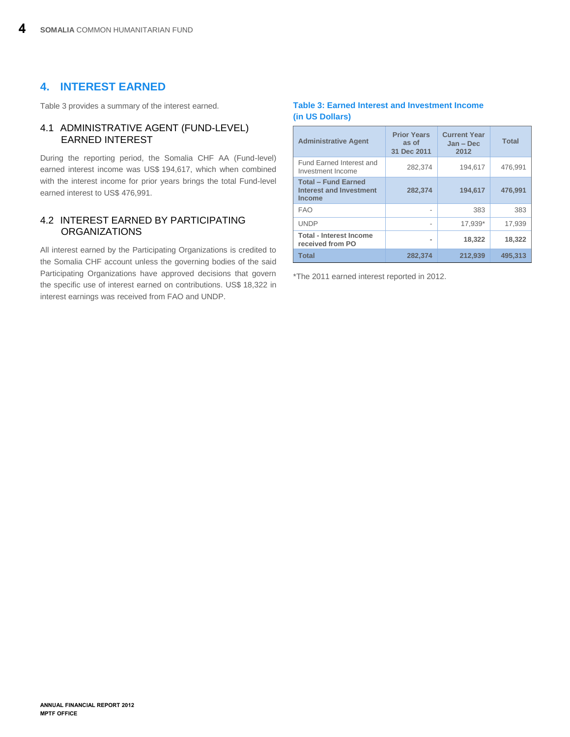## 4. INTEREST EARNED

Table 3 provides a summary of the interest earned.

### 4.1 ADMINISTRATIVE AGENT (FUND-LEVEL) EARNED INTEREST

During the reporting period, the Somalia CHF AA (Fund-level) earned interest income was US$ 194,617, which when combined with the interest income for prior years brings the total Fund-level earned interest to US$ 476,991.

### 4.2 INTEREST EARNED BY PARTICIPATING ORGANIZATIONS

All interest earned by the Participating Organizations is credited to the Somalia CHF account unless the governing bodies of the said Participating Organizations have approved decisions that govern the specific use of interest earned on contributions. US$ 18,322 in interest earnings was received from FAO and UNDP.

**Table 3: Earned Interest and Investment Income (in US Dollars)**

| Administrative Agent | Prior Years as of 31 Dec 2011 | Current Year Jan – Dec 2012 | Total |
|---|---|---|---|
| Fund Earned Interest and Investment Income | 282,374 | 194,617 | 476,991 |
| **Total – Fund Earned Interest and Investment Income** | **282,374** | **194,617** | **476,991** |
| FAO | - | 383 | 383 |
| UNDP | - | 17,939* | 17,939 |
| **Total - Interest Income received from PO** | **-** | **18,322** | **18,322** |
| **Total** | **282,374** | **212,939** | **495,313** |

*The 2011 earned interest reported in 2012.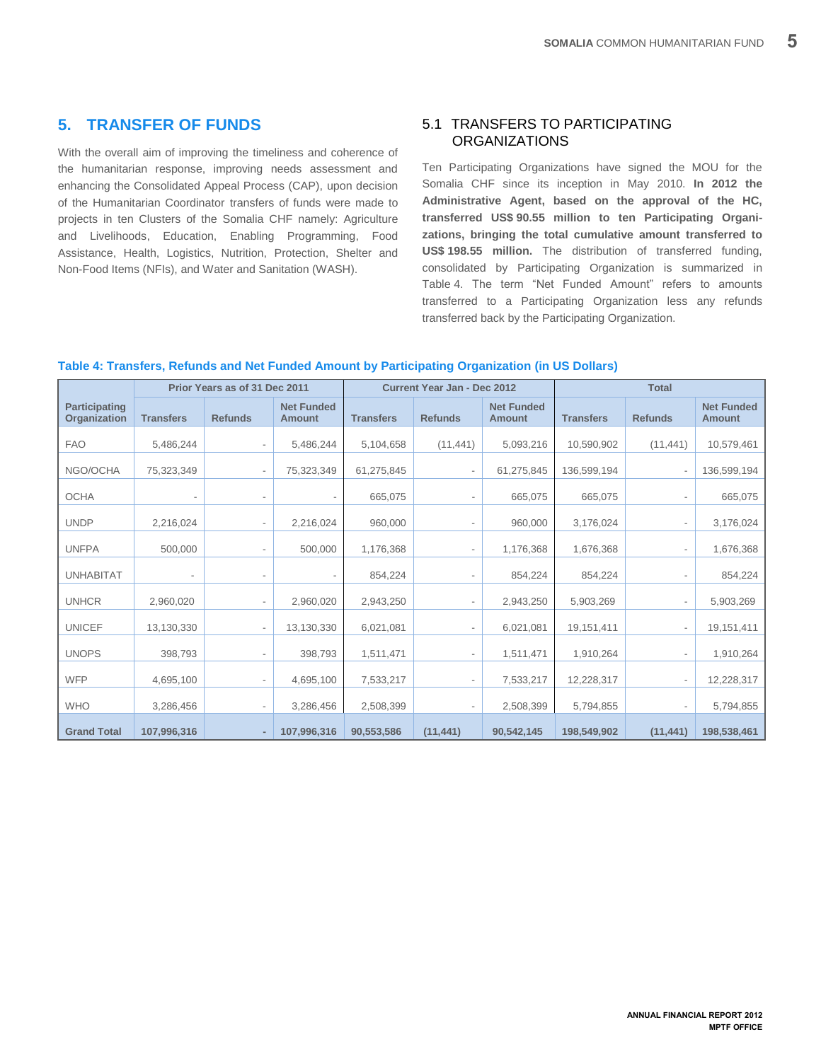## 5. TRANSFER OF FUNDS

With the overall aim of improving the timeliness and coherence of the humanitarian response, improving needs assessment and enhancing the Consolidated Appeal Process (CAP), upon decision of the Humanitarian Coordinator transfers of funds were made to projects in ten Clusters of the Somalia CHF namely: Agriculture and Livelihoods, Education, Enabling Programming, Food Assistance, Health, Logistics, Nutrition, Protection, Shelter and Non-Food Items (NFIs), and Water and Sanitation (WASH).

### 5.1 TRANSFERS TO PARTICIPATING ORGANIZATIONS

Ten Participating Organizations have signed the MOU for the Somalia CHF since its inception in May 2010. **In 2012 the Administrative Agent, based on the approval of the HC, transferred US$ 90.55 million to ten Participating Organizations, bringing the total cumulative amount transferred to US$ 198.55 million.** The distribution of transferred funding, consolidated by Participating Organization is summarized in Table 4. The term "Net Funded Amount" refers to amounts transferred to a Participating Organization less any refunds transferred back by the Participating Organization.

**Table 4: Transfers, Refunds and Net Funded Amount by Participating Organization (in US Dollars)**

| | Prior Years as of 31 Dec 2011 | | | Current Year Jan - Dec 2012 | | | Total | | |
|---|---|---|---|---|---|---|---|---|---|
| Participating Organization | Transfers | Refunds | Net Funded Amount | Transfers | Refunds | Net Funded Amount | Transfers | Refunds | Net Funded Amount |
| FAO | 5,486,244 | - | 5,486,244 | 5,104,658 | (11,441) | 5,093,216 | 10,590,902 | (11,441) | 10,579,461 |
| NGO/OCHA | 75,323,349 | - | 75,323,349 | 61,275,845 | - | 61,275,845 | 136,599,194 | - | 136,599,194 |
| OCHA | - | - | - | 665,075 | - | 665,075 | 665,075 | - | 665,075 |
| UNDP | 2,216,024 | - | 2,216,024 | 960,000 | - | 960,000 | 3,176,024 | - | 3,176,024 |
| UNFPA | 500,000 | - | 500,000 | 1,176,368 | - | 1,176,368 | 1,676,368 | - | 1,676,368 |
| UNHABITAT | - | - | - | 854,224 | - | 854,224 | 854,224 | - | 854,224 |
| UNHCR | 2,960,020 | - | 2,960,020 | 2,943,250 | - | 2,943,250 | 5,903,269 | - | 5,903,269 |
| UNICEF | 13,130,330 | - | 13,130,330 | 6,021,081 | - | 6,021,081 | 19,151,411 | - | 19,151,411 |
| UNOPS | 398,793 | - | 398,793 | 1,511,471 | - | 1,511,471 | 1,910,264 | - | 1,910,264 |
| WFP | 4,695,100 | - | 4,695,100 | 7,533,217 | - | 7,533,217 | 12,228,317 | - | 12,228,317 |
| WHO | 3,286,456 | - | 3,286,456 | 2,508,399 | - | 2,508,399 | 5,794,855 | - | 5,794,855 |
| **Grand Total** | **107,996,316** | **-** | **107,996,316** | **90,553,586** | **(11,441)** | **90,542,145** | **198,549,902** | **(11,441)** | **198,538,461** |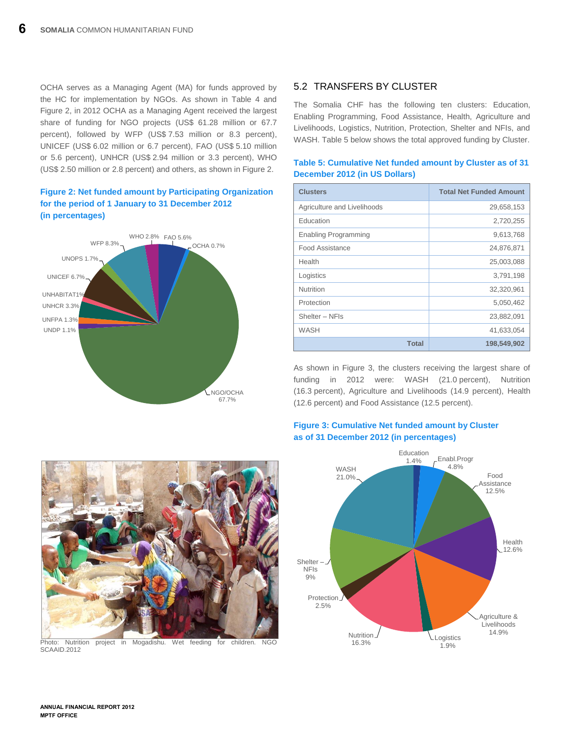OCHA serves as a Managing Agent (MA) for funds approved by the HC for implementation by NGOs. As shown in Table 4 and Figure 2, in 2012 OCHA as a Managing Agent received the largest share of funding for NGO projects (US$ 61.28 million or 67.7 percent), followed by WFP (US$ 7.53 million or 8.3 percent), UNICEF (US$ 6.02 million or 6.7 percent), FAO (US$ 5.10 million or 5.6 percent), UNHCR (US$ 2.94 million or 3.3 percent), WHO (US$ 2.50 million or 2.8 percent) and others, as shown in Figure 2.

**Figure 2: Net funded amount by Participating Organization for the period of 1 January to 31 December 2012 (in percentages)**

WHO 2.8%, FAO 5.6%, WFP 8.3%, OCHA 0.7%, UNOPS 1.7%, UNICEF 6.7%, UNHABITAT 1%, UNHCR 3.3%, UNFPA 1.3%, UNDP 1.1%, NGO/OCHA 67.7%

Photo: Nutrition project in Mogadishu. Wet feeding for children. NGO SCAAID.2012

## 5.2 TRANSFERS BY CLUSTER

The Somalia CHF has the following ten clusters: Education, Enabling Programming, Food Assistance, Health, Agriculture and Livelihoods, Logistics, Nutrition, Protection, Shelter and NFIs, and WASH. Table 5 below shows the total approved funding by Cluster.

**Table 5: Cumulative Net funded amount by Cluster as of 31 December 2012 (in US Dollars)**

| Clusters | Total Net Funded Amount |
|---|---|
| Agriculture and Livelihoods | 29,658,153 |
| Education | 2,720,255 |
| Enabling Programming | 9,613,768 |
| Food Assistance | 24,876,871 |
| Health | 25,003,088 |
| Logistics | 3,791,198 |
| Nutrition | 32,320,961 |
| Protection | 5,050,462 |
| Shelter – NFIs | 23,882,091 |
| WASH | 41,633,054 |
| **Total** | **198,549,902** |

As shown in Figure 3, the clusters receiving the largest share of funding in 2012 were: WASH (21.0 percent), Nutrition (16.3 percent), Agriculture and Livelihoods (14.9 percent), Health (12.6 percent) and Food Assistance (12.5 percent).

**Figure 3: Cumulative Net funded amount by Cluster as of 31 December 2012 (in percentages)**

Education 1.4%, Enabl.Progr 4.8%, Food Assistance 12.5%, Health 12.6%, Agriculture & Livelihoods 14.9%, Logistics 1.9%, Nutrition 16.3%, Protection 2.5%, Shelter – NFIs 9%, WASH 21.0%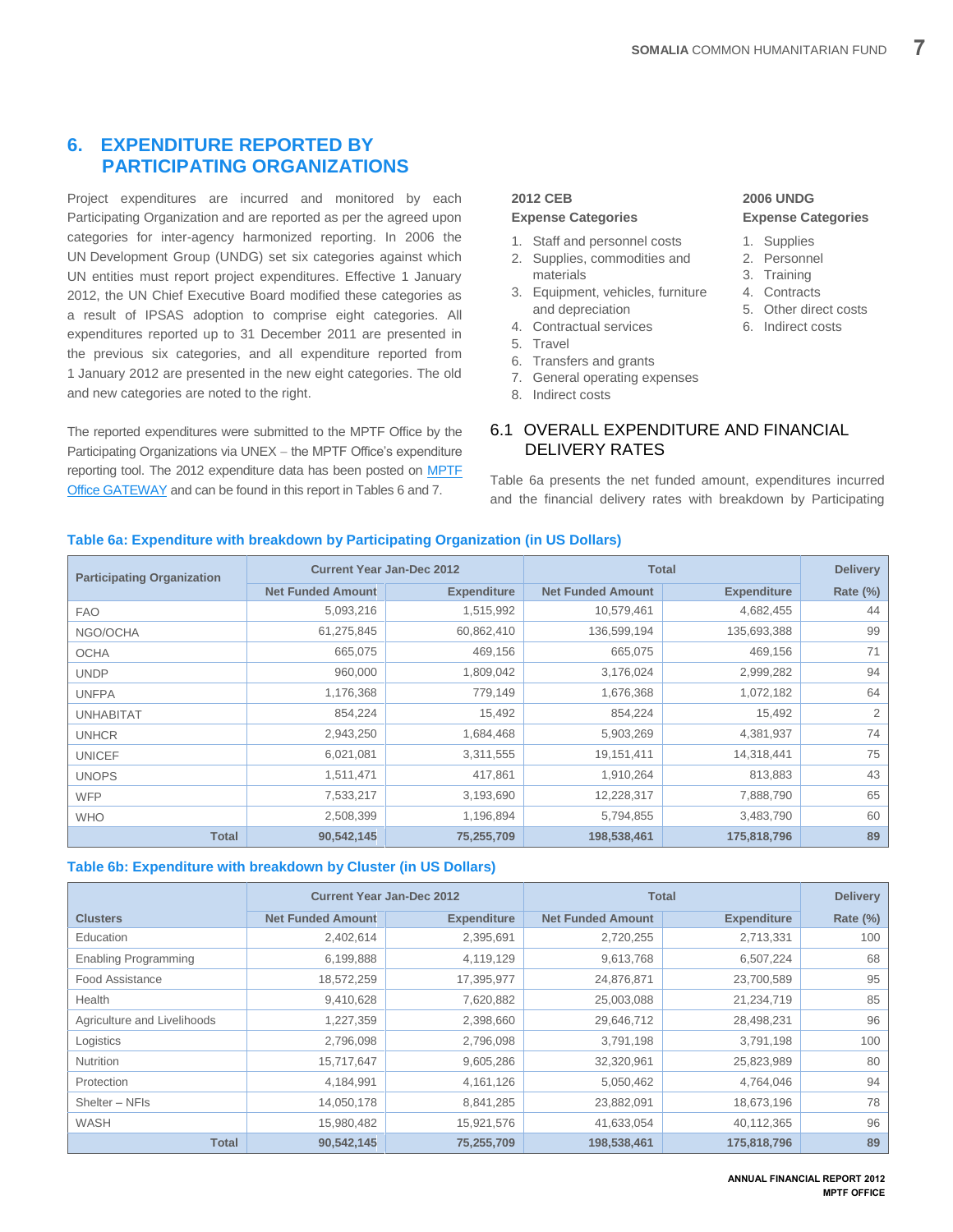## 6. EXPENDITURE REPORTED BY PARTICIPATING ORGANIZATIONS

Project expenditures are incurred and monitored by each Participating Organization and are reported as per the agreed upon categories for inter-agency harmonized reporting. In 2006 the UN Development Group (UNDG) set six categories against which UN entities must report project expenditures. Effective 1 January 2012, the UN Chief Executive Board modified these categories as a result of IPSAS adoption to comprise eight categories. All expenditures reported up to 31 December 2011 are presented in the previous six categories, and all expenditure reported from 1 January 2012 are presented in the new eight categories. The old and new categories are noted to the right.

The reported expenditures were submitted to the MPTF Office by the Participating Organizations via UNEX – the MPTF Office's expenditure reporting tool. The 2012 expenditure data has been posted on MPTF Office GATEWAY and can be found in this report in Tables 6 and 7.

**2012 CEB Expense Categories**

1. Staff and personnel costs
2. Supplies, commodities and materials
3. Equipment, vehicles, furniture and depreciation
4. Contractual services
5. Travel
6. Transfers and grants
7. General operating expenses
8. Indirect costs

**2006 UNDG Expense Categories**

1. Supplies
2. Personnel
3. Training
4. Contracts
5. Other direct costs
6. Indirect costs

### 6.1 OVERALL EXPENDITURE AND FINANCIAL DELIVERY RATES

Table 6a presents the net funded amount, expenditures incurred and the financial delivery rates with breakdown by Participating

**Table 6a: Expenditure with breakdown by Participating Organization (in US Dollars)**

| Participating Organization | Current Year Jan-Dec 2012 | | Total | | Delivery |
|---|---|---|---|---|---|
| | Net Funded Amount | Expenditure | Net Funded Amount | Expenditure | Rate (%) |
| FAO | 5,093,216 | 1,515,992 | 10,579,461 | 4,682,455 | 44 |
| NGO/OCHA | 61,275,845 | 60,862,410 | 136,599,194 | 135,693,388 | 99 |
| OCHA | 665,075 | 469,156 | 665,075 | 469,156 | 71 |
| UNDP | 960,000 | 1,809,042 | 3,176,024 | 2,999,282 | 94 |
| UNFPA | 1,176,368 | 779,149 | 1,676,368 | 1,072,182 | 64 |
| UNHABITAT | 854,224 | 15,492 | 854,224 | 15,492 | 2 |
| UNHCR | 2,943,250 | 1,684,468 | 5,903,269 | 4,381,937 | 74 |
| UNICEF | 6,021,081 | 3,311,555 | 19,151,411 | 14,318,441 | 75 |
| UNOPS | 1,511,471 | 417,861 | 1,910,264 | 813,883 | 43 |
| WFP | 7,533,217 | 3,193,690 | 12,228,317 | 7,888,790 | 65 |
| WHO | 2,508,399 | 1,196,894 | 5,794,855 | 3,483,790 | 60 |
| **Total** | **90,542,145** | **75,255,709** | **198,538,461** | **175,818,796** | **89** |

**Table 6b: Expenditure with breakdown by Cluster (in US Dollars)**

| | Current Year Jan-Dec 2012 | | Total | | Delivery |
|---|---|---|---|---|---|
| Clusters | Net Funded Amount | Expenditure | Net Funded Amount | Expenditure | Rate (%) |
| Education | 2,402,614 | 2,395,691 | 2,720,255 | 2,713,331 | 100 |
| Enabling Programming | 6,199,888 | 4,119,129 | 9,613,768 | 6,507,224 | 68 |
| Food Assistance | 18,572,259 | 17,395,977 | 24,876,871 | 23,700,589 | 95 |
| Health | 9,410,628 | 7,620,882 | 25,003,088 | 21,234,719 | 85 |
| Agriculture and Livelihoods | 1,227,359 | 2,398,660 | 29,646,712 | 28,498,231 | 96 |
| Logistics | 2,796,098 | 2,796,098 | 3,791,198 | 3,791,198 | 100 |
| Nutrition | 15,717,647 | 9,605,286 | 32,320,961 | 25,823,989 | 80 |
| Protection | 4,184,991 | 4,161,126 | 5,050,462 | 4,764,046 | 94 |
| Shelter – NFIs | 14,050,178 | 8,841,285 | 23,882,091 | 18,673,196 | 78 |
| WASH | 15,980,482 | 15,921,576 | 41,633,054 | 40,112,365 | 96 |
| **Total** | **90,542,145** | **75,255,709** | **198,538,461** | **175,818,796** | **89** |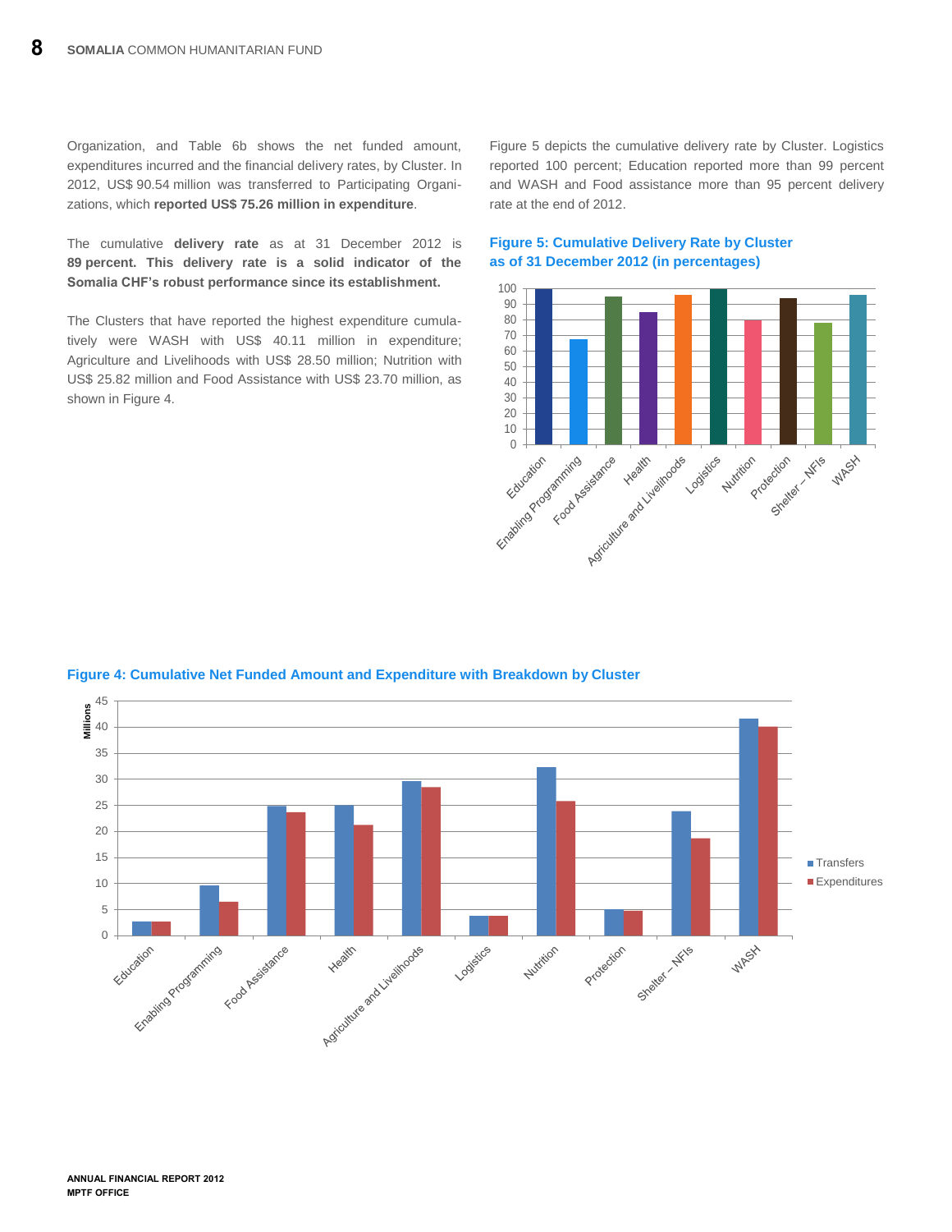Organization, and Table 6b shows the net funded amount, expenditures incurred and the financial delivery rates, by Cluster. In 2012, US$ 90.54 million was transferred to Participating Organizations, which **reported US$ 75.26 million in expenditure**.

The cumulative **delivery rate** as at 31 December 2012 is **89 percent. This delivery rate is a solid indicator of the Somalia CHF's robust performance since its establishment.**

The Clusters that have reported the highest expenditure cumulatively were WASH with US$ 40.11 million in expenditure; Agriculture and Livelihoods with US$ 28.50 million; Nutrition with US$ 25.82 million and Food Assistance with US$ 23.70 million, as shown in Figure 4.

Figure 5 depicts the cumulative delivery rate by Cluster. Logistics reported 100 percent; Education reported more than 99 percent and WASH and Food assistance more than 95 percent delivery rate at the end of 2012.

**Figure 5: Cumulative Delivery Rate by Cluster as of 31 December 2012 (in percentages)**

**Figure 4: Cumulative Net Funded Amount and Expenditure with Breakdown by Cluster**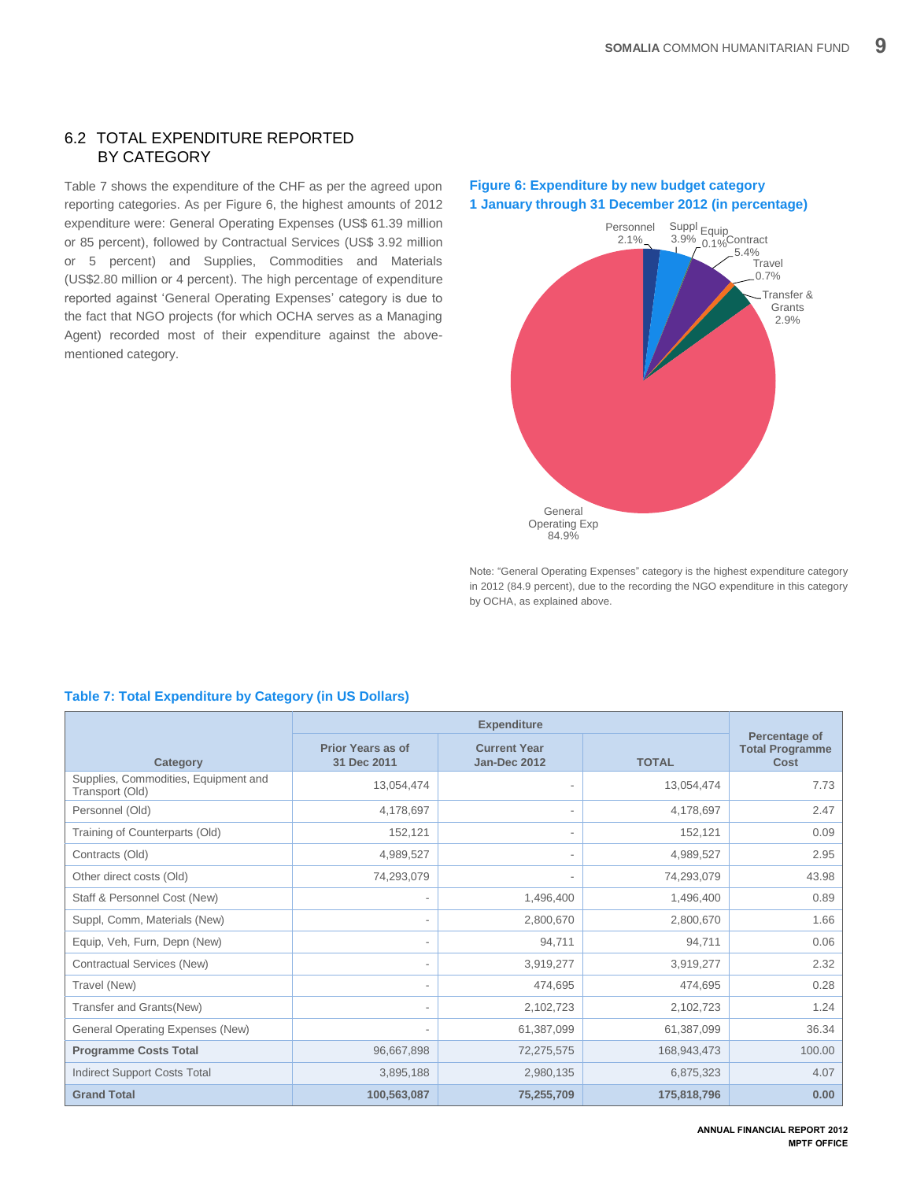## 6.2 TOTAL EXPENDITURE REPORTED BY CATEGORY

Table 7 shows the expenditure of the CHF as per the agreed upon reporting categories. As per Figure 6, the highest amounts of 2012 expenditure were: General Operating Expenses (US$ 61.39 million or 85 percent), followed by Contractual Services (US$ 3.92 million or 5 percent) and Supplies, Commodities and Materials (US$2.80 million or 4 percent). The high percentage of expenditure reported against 'General Operating Expenses' category is due to the fact that NGO projects (for which OCHA serves as a Managing Agent) recorded most of their expenditure against the above-mentioned category.

**Figure 6: Expenditure by new budget category 1 January through 31 December 2012 (in percentage)**

Personnel 2.1%
Suppl 3.9%
Equip 0.1%
Contract 5.4%
Travel 0.7%
Transfer & Grants 2.9%
General Operating Exp 84.9%

Note: "General Operating Expenses" category is the highest expenditure category in 2012 (84.9 percent), due to the recording the NGO expenditure in this category by OCHA, as explained above.

**Table 7: Total Expenditure by Category (in US Dollars)**

| Category | Expenditure | | | Percentage of Total Programme Cost |
|---|---|---|---|---|
| | Prior Years as of 31 Dec 2011 | Current Year Jan-Dec 2012 | TOTAL | |
| Supplies, Commodities, Equipment and Transport (Old) | 13,054,474 | - | 13,054,474 | 7.73 |
| Personnel (Old) | 4,178,697 | - | 4,178,697 | 2.47 |
| Training of Counterparts (Old) | 152,121 | - | 152,121 | 0.09 |
| Contracts (Old) | 4,989,527 | - | 4,989,527 | 2.95 |
| Other direct costs (Old) | 74,293,079 | - | 74,293,079 | 43.98 |
| Staff & Personnel Cost (New) | - | 1,496,400 | 1,496,400 | 0.89 |
| Suppl, Comm, Materials (New) | - | 2,800,670 | 2,800,670 | 1.66 |
| Equip, Veh, Furn, Depn (New) | - | 94,711 | 94,711 | 0.06 |
| Contractual Services (New) | - | 3,919,277 | 3,919,277 | 2.32 |
| Travel (New) | - | 474,695 | 474,695 | 0.28 |
| Transfer and Grants(New) | - | 2,102,723 | 2,102,723 | 1.24 |
| General Operating Expenses (New) | - | 61,387,099 | 61,387,099 | 36.34 |
| **Programme Costs Total** | 96,667,898 | 72,275,575 | 168,943,473 | 100.00 |
| Indirect Support Costs Total | 3,895,188 | 2,980,135 | 6,875,323 | 4.07 |
| **Grand Total** | **100,563,087** | **75,255,709** | **175,818,796** | **0.00** |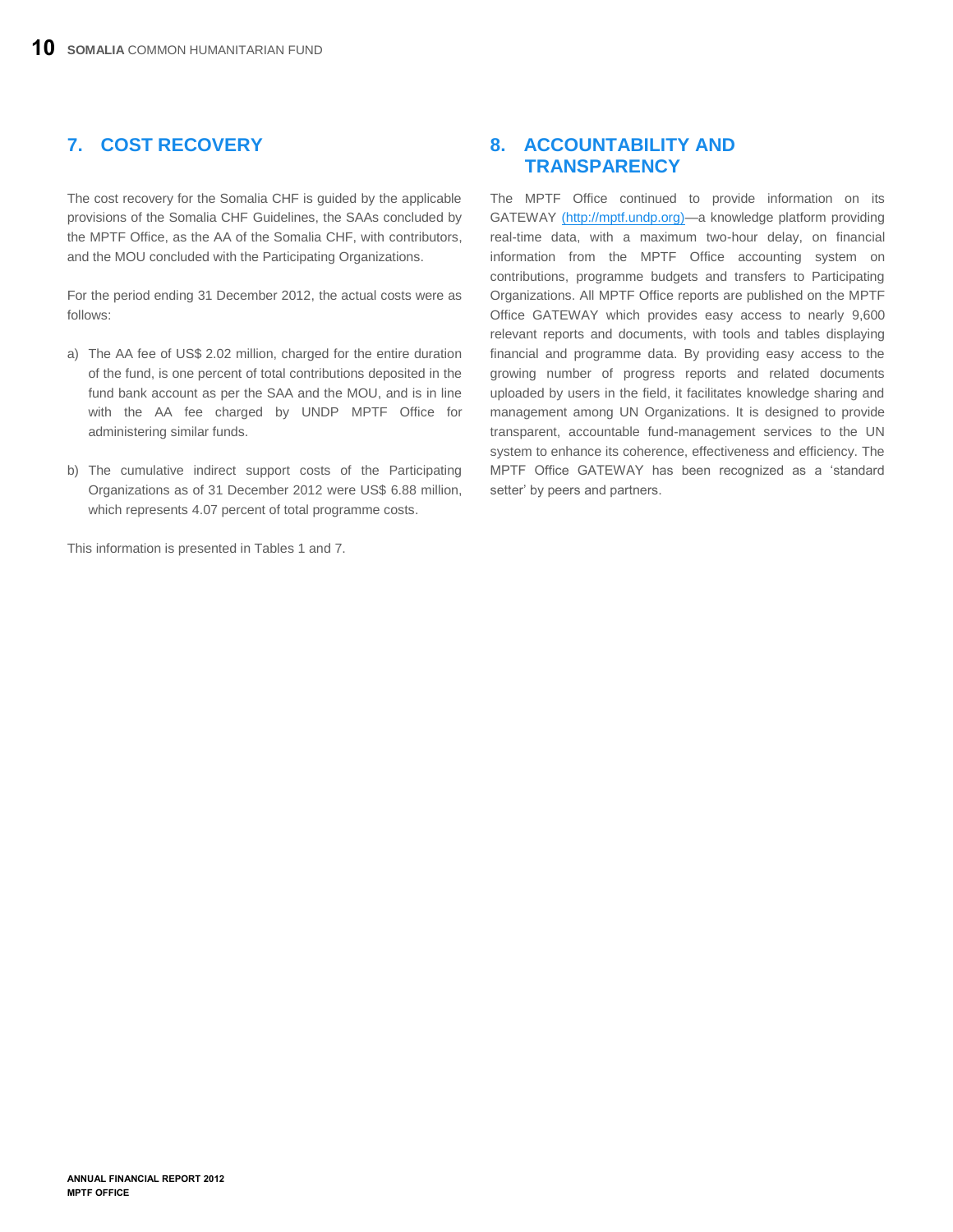## 7. COST RECOVERY

The cost recovery for the Somalia CHF is guided by the applicable provisions of the Somalia CHF Guidelines, the SAAs concluded by the MPTF Office, as the AA of the Somalia CHF, with contributors, and the MOU concluded with the Participating Organizations.

For the period ending 31 December 2012, the actual costs were as follows:

a) The AA fee of US$ 2.02 million, charged for the entire duration of the fund, is one percent of total contributions deposited in the fund bank account as per the SAA and the MOU, and is in line with the AA fee charged by UNDP MPTF Office for administering similar funds.

b) The cumulative indirect support costs of the Participating Organizations as of 31 December 2012 were US$ 6.88 million, which represents 4.07 percent of total programme costs.

This information is presented in Tables 1 and 7.

## 8. ACCOUNTABILITY AND TRANSPARENCY

The MPTF Office continued to provide information on its GATEWAY (http://mptf.undp.org)—a knowledge platform providing real-time data, with a maximum two-hour delay, on financial information from the MPTF Office accounting system on contributions, programme budgets and transfers to Participating Organizations. All MPTF Office reports are published on the MPTF Office GATEWAY which provides easy access to nearly 9,600 relevant reports and documents, with tools and tables displaying financial and programme data. By providing easy access to the growing number of progress reports and related documents uploaded by users in the field, it facilitates knowledge sharing and management among UN Organizations. It is designed to provide transparent, accountable fund-management services to the UN system to enhance its coherence, effectiveness and efficiency. The MPTF Office GATEWAY has been recognized as a 'standard setter' by peers and partners.